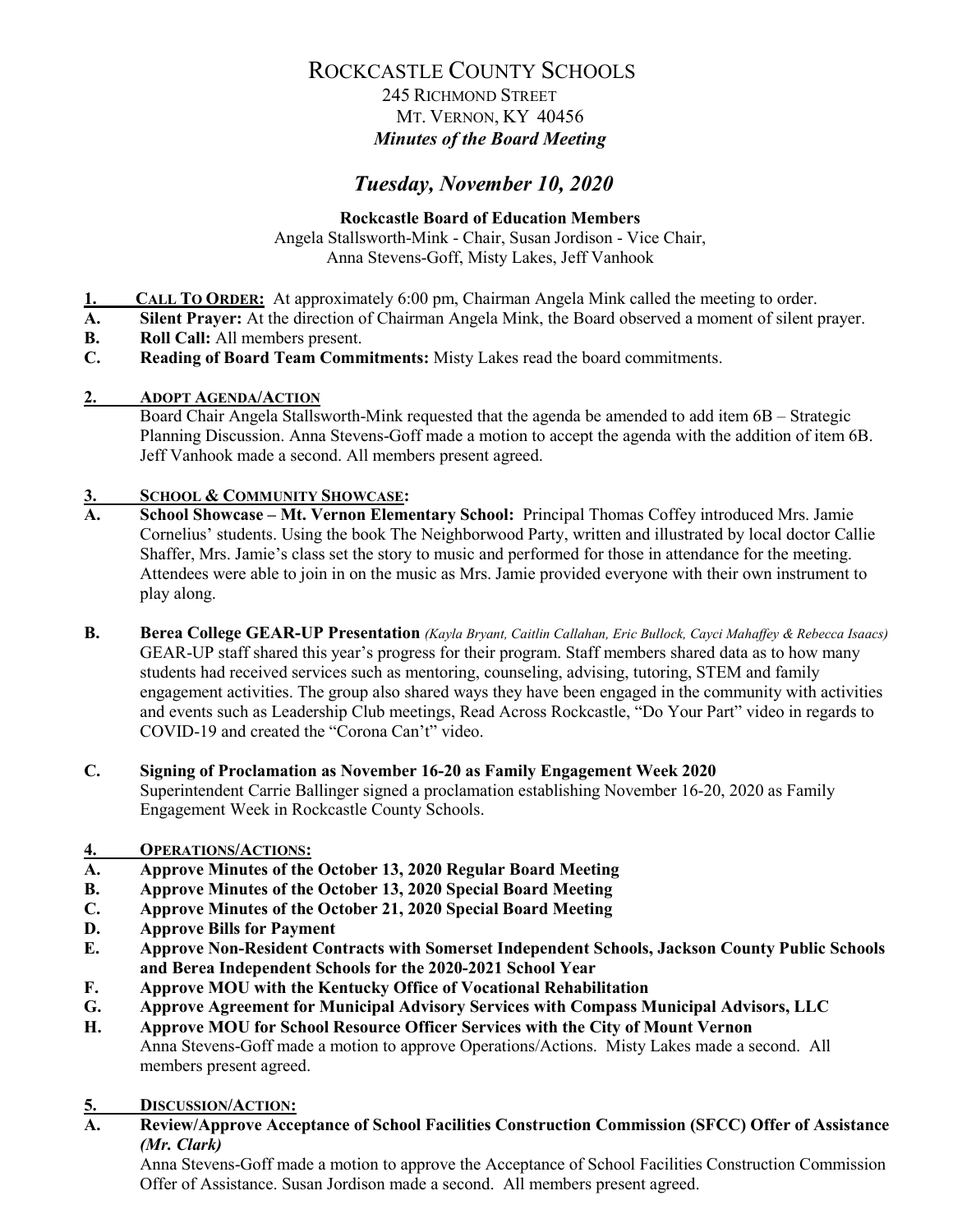# ROCKCASTLE COUNTY SCHOOLS

245 RICHMOND STREET
MT. VERNON, KY 40456

***Minutes of the Board Meeting***

## *Tuesday, November 10, 2020*

**Rockcastle Board of Education Members**
Angela Stallsworth-Mink - Chair, Susan Jordison - Vice Chair,
Anna Stevens-Goff, Misty Lakes, Jeff Vanhook

**1. CALL TO ORDER:** At approximately 6:00 pm, Chairman Angela Mink called the meeting to order.
**A. Silent Prayer:** At the direction of Chairman Angela Mink, the Board observed a moment of silent prayer.
**B. Roll Call:** All members present.
**C. Reading of Board Team Commitments:** Misty Lakes read the board commitments.

**2. ADOPT AGENDA/ACTION**
Board Chair Angela Stallsworth-Mink requested that the agenda be amended to add item 6B – Strategic Planning Discussion. Anna Stevens-Goff made a motion to accept the agenda with the addition of item 6B. Jeff Vanhook made a second. All members present agreed.

**3. SCHOOL & COMMUNITY SHOWCASE:**
**A. School Showcase – Mt. Vernon Elementary School:** Principal Thomas Coffey introduced Mrs. Jamie Cornelius' students. Using the book The Neighborwood Party, written and illustrated by local doctor Callie Shaffer, Mrs. Jamie's class set the story to music and performed for those in attendance for the meeting. Attendees were able to join in on the music as Mrs. Jamie provided everyone with their own instrument to play along.

**B. Berea College GEAR-UP Presentation** *(Kayla Bryant, Caitlin Callahan, Eric Bullock, Cayci Mahaffey & Rebecca Isaacs)*
GEAR-UP staff shared this year's progress for their program. Staff members shared data as to how many students had received services such as mentoring, counseling, advising, tutoring, STEM and family engagement activities. The group also shared ways they have been engaged in the community with activities and events such as Leadership Club meetings, Read Across Rockcastle, "Do Your Part" video in regards to COVID-19 and created the "Corona Can't" video.

**C. Signing of Proclamation as November 16-20 as Family Engagement Week 2020**
Superintendent Carrie Ballinger signed a proclamation establishing November 16-20, 2020 as Family Engagement Week in Rockcastle County Schools.

**4. OPERATIONS/ACTIONS:**
**A. Approve Minutes of the October 13, 2020 Regular Board Meeting**
**B. Approve Minutes of the October 13, 2020 Special Board Meeting**
**C. Approve Minutes of the October 21, 2020 Special Board Meeting**
**D. Approve Bills for Payment**
**E. Approve Non-Resident Contracts with Somerset Independent Schools, Jackson County Public Schools and Berea Independent Schools for the 2020-2021 School Year**
**F. Approve MOU with the Kentucky Office of Vocational Rehabilitation**
**G. Approve Agreement for Municipal Advisory Services with Compass Municipal Advisors, LLC**
**H. Approve MOU for School Resource Officer Services with the City of Mount Vernon**
Anna Stevens-Goff made a motion to approve Operations/Actions. Misty Lakes made a second. All members present agreed.

**5. DISCUSSION/ACTION:**
**A. Review/Approve Acceptance of School Facilities Construction Commission (SFCC) Offer of Assistance** ***(Mr. Clark)***
Anna Stevens-Goff made a motion to approve the Acceptance of School Facilities Construction Commission Offer of Assistance. Susan Jordison made a second. All members present agreed.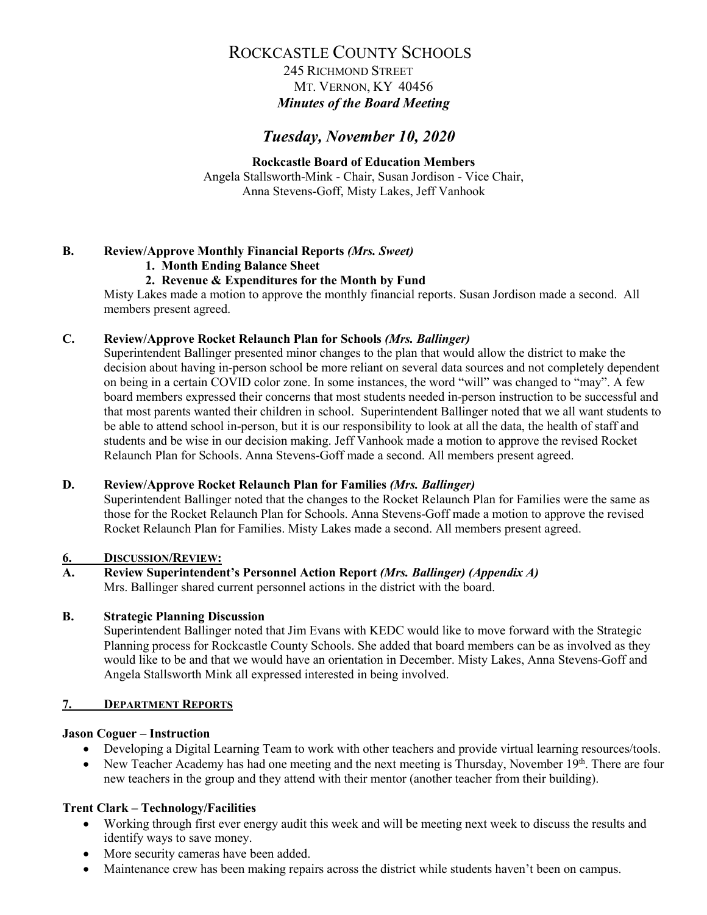# ROCKCASTLE COUNTY SCHOOLS

245 RICHMOND STREET
MT. VERNON, KY 40456
***Minutes of the Board Meeting***

## *Tuesday, November 10, 2020*

**Rockcastle Board of Education Members**
Angela Stallsworth-Mink - Chair, Susan Jordison - Vice Chair, Anna Stevens-Goff, Misty Lakes, Jeff Vanhook

**B. Review/Approve Monthly Financial Reports *(Mrs. Sweet)***

1. **Month Ending Balance Sheet**
2. **Revenue & Expenditures for the Month by Fund**

Misty Lakes made a motion to approve the monthly financial reports. Susan Jordison made a second. All members present agreed.

**C. Review/Approve Rocket Relaunch Plan for Schools *(Mrs. Ballinger)***

Superintendent Ballinger presented minor changes to the plan that would allow the district to make the decision about having in-person school be more reliant on several data sources and not completely dependent on being in a certain COVID color zone. In some instances, the word "will" was changed to "may". A few board members expressed their concerns that most students needed in-person instruction to be successful and that most parents wanted their children in school. Superintendent Ballinger noted that we all want students to be able to attend school in-person, but it is our responsibility to look at all the data, the health of staff and students and be wise in our decision making. Jeff Vanhook made a motion to approve the revised Rocket Relaunch Plan for Schools. Anna Stevens-Goff made a second. All members present agreed.

**D. Review/Approve Rocket Relaunch Plan for Families *(Mrs. Ballinger)***

Superintendent Ballinger noted that the changes to the Rocket Relaunch Plan for Families were the same as those for the Rocket Relaunch Plan for Schools. Anna Stevens-Goff made a motion to approve the revised Rocket Relaunch Plan for Families. Misty Lakes made a second. All members present agreed.

## 6. DISCUSSION/REVIEW:

**A. Review Superintendent's Personnel Action Report *(Mrs. Ballinger) (Appendix A)***

Mrs. Ballinger shared current personnel actions in the district with the board.

**B. Strategic Planning Discussion**

Superintendent Ballinger noted that Jim Evans with KEDC would like to move forward with the Strategic Planning process for Rockcastle County Schools. She added that board members can be as involved as they would like to be and that we would have an orientation in December. Misty Lakes, Anna Stevens-Goff and Angela Stallsworth Mink all expressed interested in being involved.

## 7. DEPARTMENT REPORTS

**Jason Coguer – Instruction**

- Developing a Digital Learning Team to work with other teachers and provide virtual learning resources/tools.
- New Teacher Academy has had one meeting and the next meeting is Thursday, November 19th. There are four new teachers in the group and they attend with their mentor (another teacher from their building).

**Trent Clark – Technology/Facilities**

- Working through first ever energy audit this week and will be meeting next week to discuss the results and identify ways to save money.
- More security cameras have been added.
- Maintenance crew has been making repairs across the district while students haven't been on campus.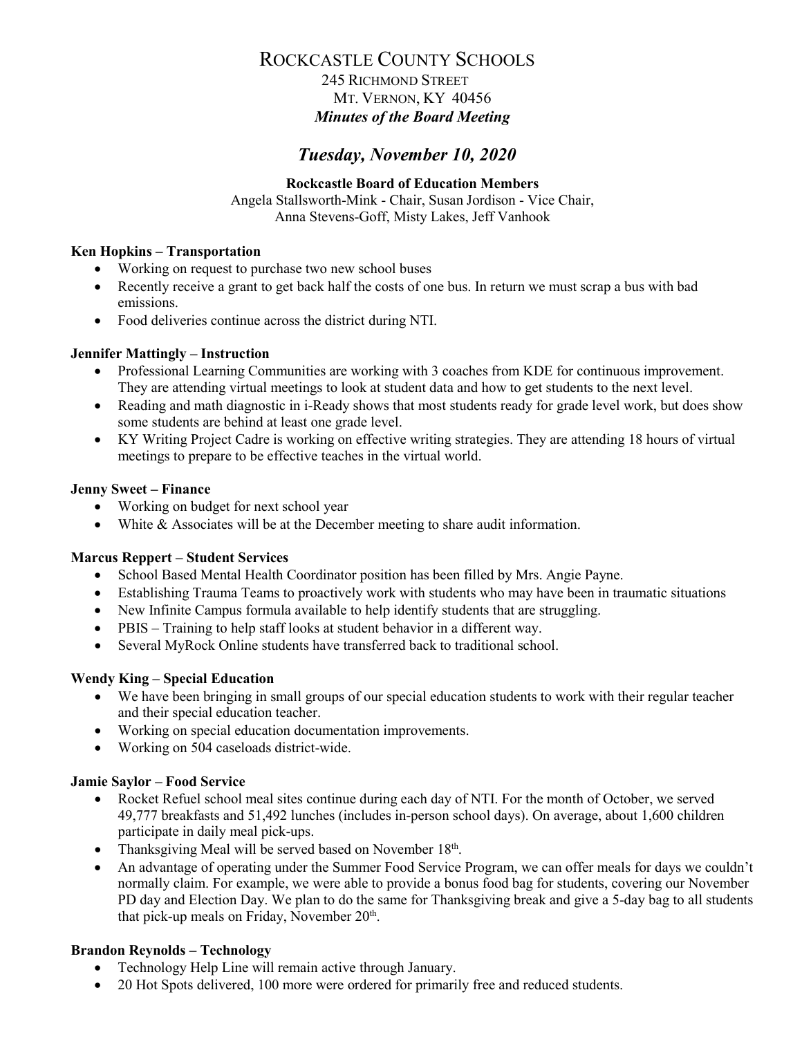# ROCKCASTLE COUNTY SCHOOLS

245 RICHMOND STREET
MT. VERNON, KY 40456

***Minutes of the Board Meeting***

## *Tuesday, November 10, 2020*

**Rockcastle Board of Education Members**

Angela Stallsworth-Mink - Chair, Susan Jordison - Vice Chair,
Anna Stevens-Goff, Misty Lakes, Jeff Vanhook

**Ken Hopkins – Transportation**

- Working on request to purchase two new school buses
- Recently receive a grant to get back half the costs of one bus. In return we must scrap a bus with bad emissions.
- Food deliveries continue across the district during NTI.

**Jennifer Mattingly – Instruction**

- Professional Learning Communities are working with 3 coaches from KDE for continuous improvement. They are attending virtual meetings to look at student data and how to get students to the next level.
- Reading and math diagnostic in i-Ready shows that most students ready for grade level work, but does show some students are behind at least one grade level.
- KY Writing Project Cadre is working on effective writing strategies. They are attending 18 hours of virtual meetings to prepare to be effective teaches in the virtual world.

**Jenny Sweet – Finance**

- Working on budget for next school year
- White & Associates will be at the December meeting to share audit information.

**Marcus Reppert – Student Services**

- School Based Mental Health Coordinator position has been filled by Mrs. Angie Payne.
- Establishing Trauma Teams to proactively work with students who may have been in traumatic situations
- New Infinite Campus formula available to help identify students that are struggling.
- PBIS – Training to help staff looks at student behavior in a different way.
- Several MyRock Online students have transferred back to traditional school.

**Wendy King – Special Education**

- We have been bringing in small groups of our special education students to work with their regular teacher and their special education teacher.
- Working on special education documentation improvements.
- Working on 504 caseloads district-wide.

**Jamie Saylor – Food Service**

- Rocket Refuel school meal sites continue during each day of NTI. For the month of October, we served 49,777 breakfasts and 51,492 lunches (includes in-person school days). On average, about 1,600 children participate in daily meal pick-ups.
- Thanksgiving Meal will be served based on November 18th.
- An advantage of operating under the Summer Food Service Program, we can offer meals for days we couldn't normally claim. For example, we were able to provide a bonus food bag for students, covering our November PD day and Election Day. We plan to do the same for Thanksgiving break and give a 5-day bag to all students that pick-up meals on Friday, November 20th.

**Brandon Reynolds – Technology**

- Technology Help Line will remain active through January.
- 20 Hot Spots delivered, 100 more were ordered for primarily free and reduced students.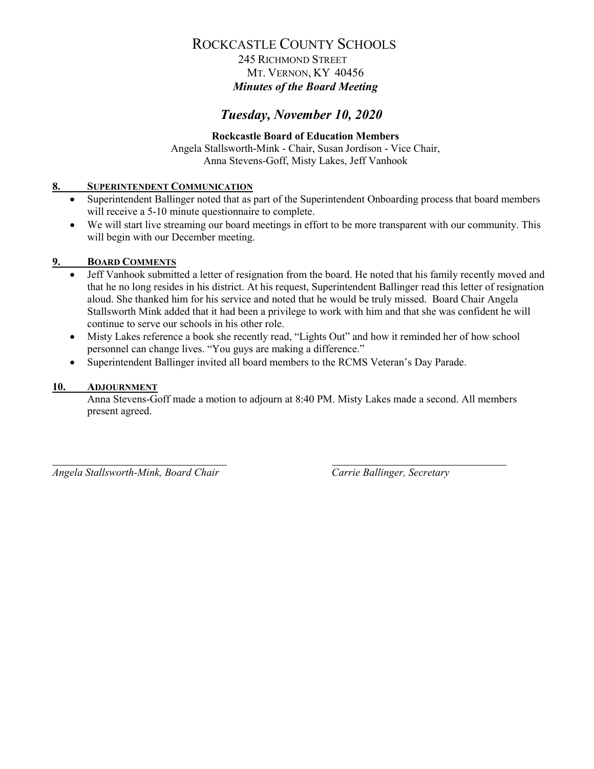# ROCKCASTLE COUNTY SCHOOLS

245 RICHMOND STREET
MT. VERNON, KY 40456
***Minutes of the Board Meeting***

## *Tuesday, November 10, 2020*

**Rockcastle Board of Education Members**
Angela Stallsworth-Mink - Chair, Susan Jordison - Vice Chair,
Anna Stevens-Goff, Misty Lakes, Jeff Vanhook

### 8. SUPERINTENDENT COMMUNICATION

- Superintendent Ballinger noted that as part of the Superintendent Onboarding process that board members will receive a 5-10 minute questionnaire to complete.
- We will start live streaming our board meetings in effort to be more transparent with our community. This will begin with our December meeting.

### 9. BOARD COMMENTS

- Jeff Vanhook submitted a letter of resignation from the board. He noted that his family recently moved and that he no long resides in his district. At his request, Superintendent Ballinger read this letter of resignation aloud. She thanked him for his service and noted that he would be truly missed. Board Chair Angela Stallsworth Mink added that it had been a privilege to work with him and that she was confident he will continue to serve our schools in his other role.
- Misty Lakes reference a book she recently read, "Lights Out" and how it reminded her of how school personnel can change lives. "You guys are making a difference."
- Superintendent Ballinger invited all board members to the RCMS Veteran's Day Parade.

### 10. ADJOURNMENT

Anna Stevens-Goff made a motion to adjourn at 8:40 PM. Misty Lakes made a second. All members present agreed.

*Angela Stallsworth-Mink, Board Chair*

*Carrie Ballinger, Secretary*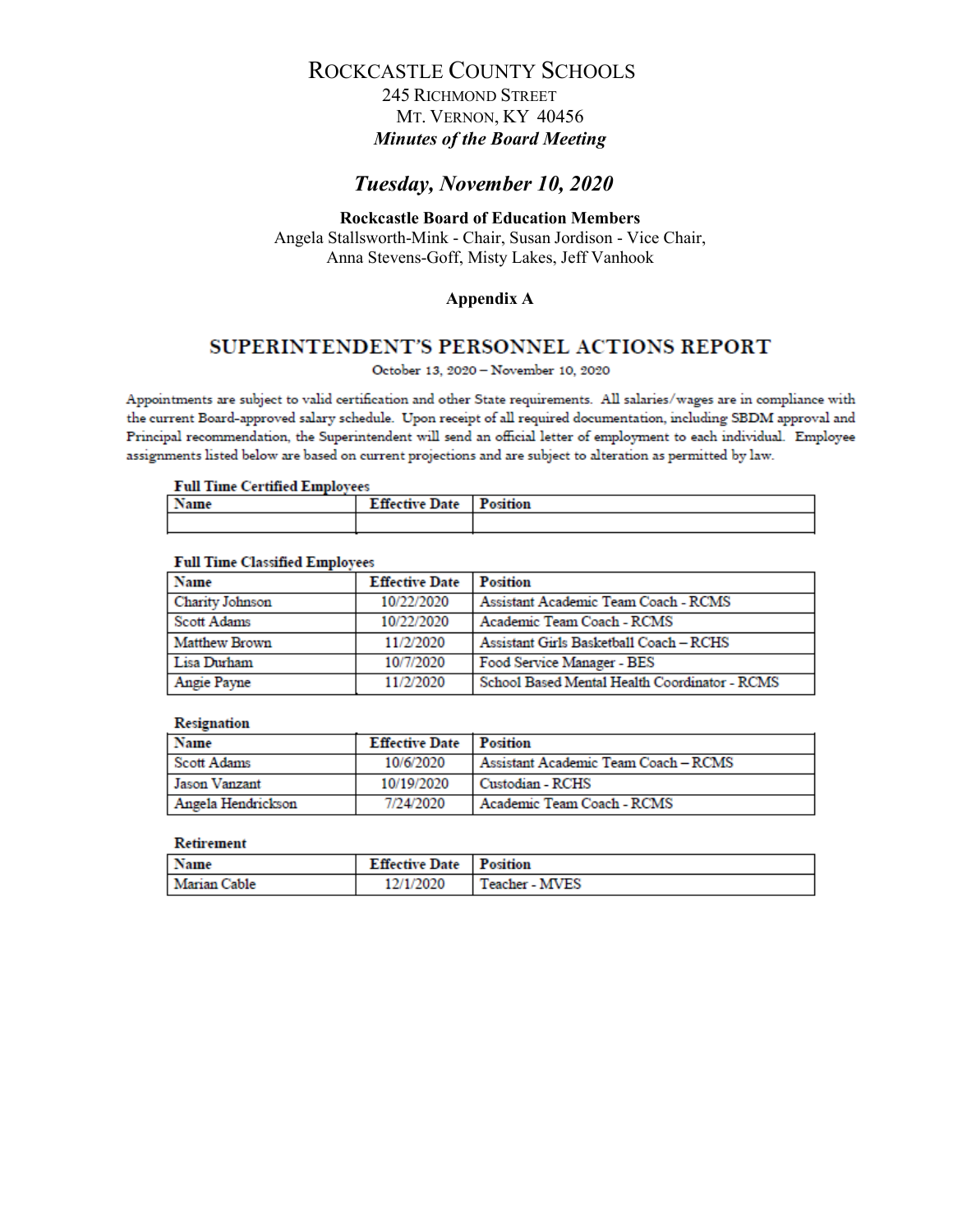# ROCKCASTLE COUNTY SCHOOLS

245 RICHMOND STREET
MT. VERNON, KY 40456

***Minutes of the Board Meeting***

## *Tuesday, November 10, 2020*

**Rockcastle Board of Education Members**
Angela Stallsworth-Mink - Chair, Susan Jordison - Vice Chair,
Anna Stevens-Goff, Misty Lakes, Jeff Vanhook

**Appendix A**

## SUPERINTENDENT'S PERSONNEL ACTIONS REPORT

October 13, 2020 – November 10, 2020

Appointments are subject to valid certification and other State requirements. All salaries/wages are in compliance with the current Board-approved salary schedule. Upon receipt of all required documentation, including SBDM approval and Principal recommendation, the Superintendent will send an official letter of employment to each individual. Employee assignments listed below are based on current projections and are subject to alteration as permitted by law.

**Full Time Certified Employees**

| Name | Effective Date | Position |
|---|---|---|
| | | |

**Full Time Classified Employees**

| Name | Effective Date | Position |
|---|---|---|
| Charity Johnson | 10/22/2020 | Assistant Academic Team Coach - RCMS |
| Scott Adams | 10/22/2020 | Academic Team Coach - RCMS |
| Matthew Brown | 11/2/2020 | Assistant Girls Basketball Coach – RCHS |
| Lisa Durham | 10/7/2020 | Food Service Manager - BES |
| Angie Payne | 11/2/2020 | School Based Mental Health Coordinator - RCMS |

**Resignation**

| Name | Effective Date | Position |
|---|---|---|
| Scott Adams | 10/6/2020 | Assistant Academic Team Coach – RCMS |
| Jason Vanzant | 10/19/2020 | Custodian - RCHS |
| Angela Hendrickson | 7/24/2020 | Academic Team Coach - RCMS |

**Retirement**

| Name | Effective Date | Position |
|---|---|---|
| Marian Cable | 12/1/2020 | Teacher - MVES |